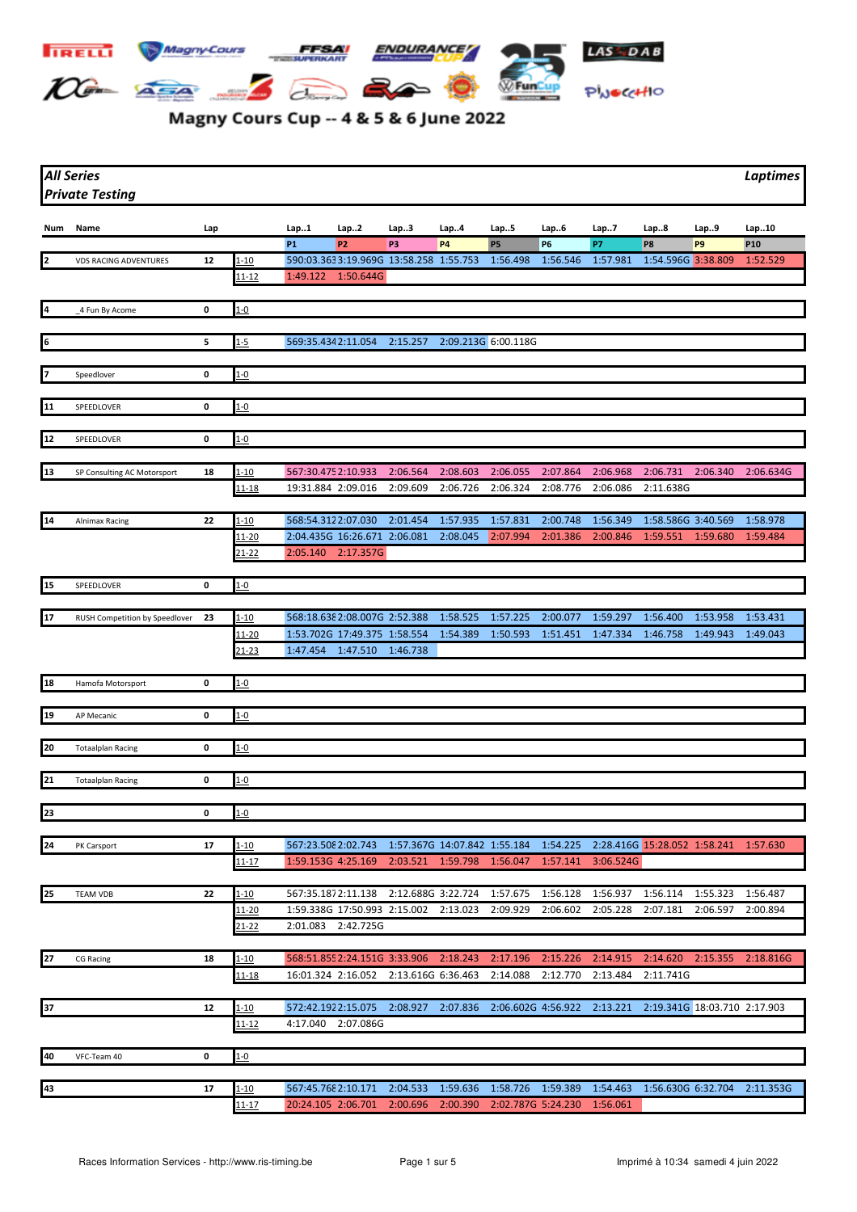# Magny Cours Cup -- 4 & 5 & 6 June 2022

***All Series*** ***Laptimes***

***Private Testing***

| Num | Name | Lap | | Lap..1 | Lap..2 | Lap..3 | Lap..4 | Lap..5 | Lap..6 | Lap..7 | Lap..8 | Lap..9 | Lap..10 |
|---|---|---|---|---|---|---|---|---|---|---|---|---|---|
| | | | | P1 | P2 | P3 | P4 | P5 | P6 | P7 | P8 | P9 | P10 |
| 2 | VDS RACING ADVENTURES | 12 | 1-10 | 590:03.363 | 3:19.969G | 13:58.258 | 1:55.753 | 1:56.498 | 1:56.546 | 1:57.981 | 1:54.596G | 3:38.809 | 1:52.529 |
| | | | 11-12 | 1:49.122 | 1:50.644G | | | | | | | | |
| 4 | _4 Fun By Acome | 0 | 1-0 | | | | | | | | | | |
| 6 | | 5 | 1-5 | 569:35.434 | 2:11.054 | 2:15.257 | 2:09.213G | 6:00.118G | | | | | |
| 7 | Speedlover | 0 | 1-0 | | | | | | | | | | |
| 11 | SPEEDLOVER | 0 | 1-0 | | | | | | | | | | |
| 12 | SPEEDLOVER | 0 | 1-0 | | | | | | | | | | |
| 13 | SP Consulting AC Motorsport | 18 | 1-10 | 567:30.475 | 2:10.933 | 2:06.564 | 2:08.603 | 2:06.055 | 2:07.864 | 2:06.968 | 2:06.731 | 2:06.340 | 2:06.634G |
| | | | 11-18 | 19:31.884 | 2:09.016 | 2:09.609 | 2:06.726 | 2:06.324 | 2:08.776 | 2:06.086 | 2:11.638G | | |
| 14 | Alnimax Racing | 22 | 1-10 | 568:54.312 | 2:07.030 | 2:01.454 | 1:57.935 | 1:57.831 | 2:00.748 | 1:56.349 | 1:58.586G | 3:40.569 | 1:58.978 |
| | | | 11-20 | 2:04.435G | 16:26.671 | 2:06.081 | 2:08.045 | 2:07.994 | 2:01.386 | 2:00.846 | 1:59.551 | 1:59.680 | 1:59.484 |
| | | | 21-22 | 2:05.140 | 2:17.357G | | | | | | | | |
| 15 | SPEEDLOVER | 0 | 1-0 | | | | | | | | | | |
| 17 | RUSH Competition by Speedlover | 23 | 1-10 | 568:18.638 | 2:08.007G | 2:52.388 | 1:58.525 | 1:57.225 | 2:00.077 | 1:59.297 | 1:56.400 | 1:53.958 | 1:53.431 |
| | | | 11-20 | 1:53.702G | 17:49.375 | 1:58.554 | 1:54.389 | 1:50.593 | 1:51.451 | 1:47.334 | 1:46.758 | 1:49.943 | 1:49.043 |
| | | | 21-23 | 1:47.454 | 1:47.510 | 1:46.738 | | | | | | | |
| 18 | Hamofa Motorsport | 0 | 1-0 | | | | | | | | | | |
| 19 | AP Mecanic | 0 | 1-0 | | | | | | | | | | |
| 20 | Totaalplan Racing | 0 | 1-0 | | | | | | | | | | |
| 21 | Totaalplan Racing | 0 | 1-0 | | | | | | | | | | |
| 23 | | 0 | 1-0 | | | | | | | | | | |
| 24 | PK Carsport | 17 | 1-10 | 567:23.508 | 2:02.743 | 1:57.367G | 14:07.842 | 1:55.184 | 1:54.225 | 2:28.416G | 15:28.052 | 1:58.241 | 1:57.630 |
| | | | 11-17 | 1:59.153G | 4:25.169 | 2:03.521 | 1:59.798 | 1:56.047 | 1:57.141 | 3:06.524G | | | |
| 25 | TEAM VDB | 22 | 1-10 | 567:35.187 | 2:11.138 | 2:12.688G | 3:22.724 | 1:57.675 | 1:56.128 | 1:56.937 | 1:56.114 | 1:55.323 | 1:56.487 |
| | | | 11-20 | 1:59.338G | 17:50.993 | 2:15.002 | 2:13.023 | 2:09.929 | 2:06.602 | 2:05.228 | 2:07.181 | 2:06.597 | 2:00.894 |
| | | | 21-22 | 2:01.083 | 2:42.725G | | | | | | | | |
| 27 | CG Racing | 18 | 1-10 | 568:51.855 | 2:24.151G | 3:33.906 | 2:18.243 | 2:17.196 | 2:15.226 | 2:14.915 | 2:14.620 | 2:15.355 | 2:18.816G |
| | | | 11-18 | 16:01.324 | 2:16.052 | 2:13.616G | 6:36.463 | 2:14.088 | 2:12.770 | 2:13.484 | 2:11.741G | | |
| 37 | | 12 | 1-10 | 572:42.192 | 2:15.075 | 2:08.927 | 2:07.836 | 2:06.602G | 4:56.922 | 2:13.221 | 2:19.341G | 18:03.710 | 2:17.903 |
| | | | 11-12 | 4:17.040 | 2:07.086G | | | | | | | | |
| 40 | VFC-Team 40 | 0 | 1-0 | | | | | | | | | | |
| 43 | | 17 | 1-10 | 567:45.768 | 2:10.171 | 2:04.533 | 1:59.636 | 1:58.726 | 1:59.389 | 1:54.463 | 1:56.630G | 6:32.704 | 2:11.353G |
| | | | 11-17 | 20:24.105 | 2:06.701 | 2:00.696 | 2:00.390 | 2:02.787G | 5:24.230 | 1:56.061 | | | |

Races Information Services - http://www.ris-timing.be

Imprimé à 10:34 samedi 4 juin 2022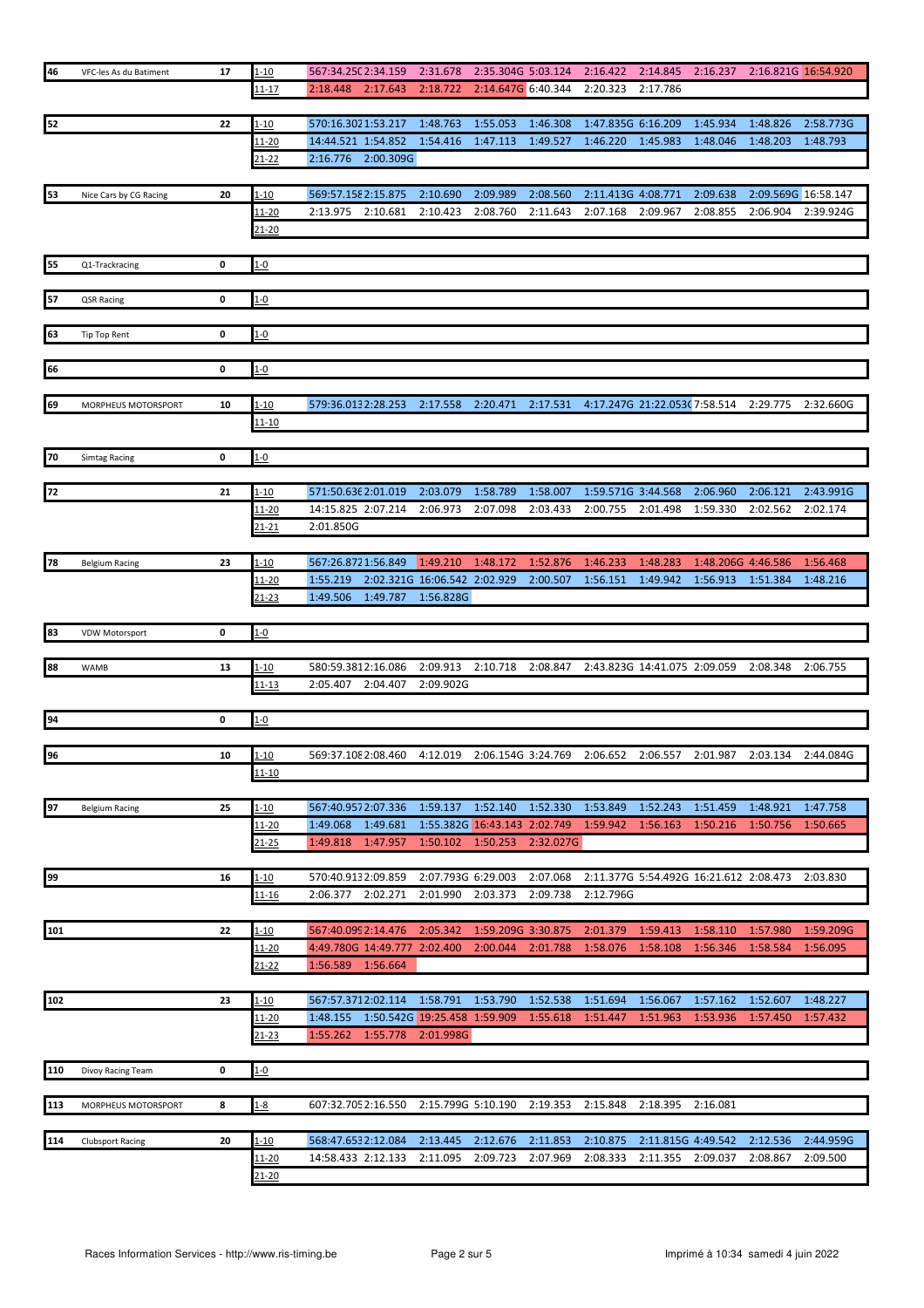| | | | | | | | | | | | | | | |
|---|---|---|---|---|---|---|---|---|---|---|---|---|---|---|
| 46 | VFC-les As du Batiment | 17 | 1-10 | 567:34.250 | 2:34.159 | 2:31.678 | 2:35.304G | 5:03.124 | 2:16.422 | 2:14.845 | 2:16.237 | 2:16.821G | 16:54.920 |
| | | | 11-17 | 2:18.448 | 2:17.643 | 2:18.722 | 2:14.647G | 6:40.344 | 2:20.323 | 2:17.786 | | | |
| 52 | | 22 | 1-10 | 570:16.302 | 1:53.217 | 1:48.763 | 1:55.053 | 1:46.308 | 1:47.835G | 6:16.209 | 1:45.934 | 1:48.826 | 2:58.773G |
| | | | 11-20 | 14:44.521 | 1:54.852 | 1:54.416 | 1:47.113 | 1:49.527 | 1:46.220 | 1:45.983 | 1:48.046 | 1:48.203 | 1:48.793 |
| | | | 21-22 | 2:16.776 | 2:00.309G | | | | | | | | |
| 53 | Nice Cars by CG Racing | 20 | 1-10 | 569:57.158 | 2:15.875 | 2:10.690 | 2:09.989 | 2:08.560 | 2:11.413G | 4:08.771 | 2:09.638 | 2:09.569G | 16:58.147 |
| | | | 11-20 | 2:13.975 | 2:10.681 | 2:10.423 | 2:08.760 | 2:11.643 | 2:07.168 | 2:09.967 | 2:08.855 | 2:06.904 | 2:39.924G |
| | | | 21-20 | | | | | | | | | | |
| 55 | Q1-Trackracing | 0 | 1-0 | | | | | | | | | | |
| 57 | QSR Racing | 0 | 1-0 | | | | | | | | | | |
| 63 | Tip Top Rent | 0 | 1-0 | | | | | | | | | | |
| 66 | | 0 | 1-0 | | | | | | | | | | |
| 69 | MORPHEUS MOTORSPORT | 10 | 1-10 | 579:36.013 | 2:28.253 | 2:17.558 | 2:20.471 | 2:17.531 | 4:17.247G | 21:22.053 | 7:58.514 | 2:29.775 | 2:32.660G |
| | | | 11-10 | | | | | | | | | | |
| 70 | Simtag Racing | 0 | 1-0 | | | | | | | | | | |
| 72 | | 21 | 1-10 | 571:50.636 | 2:01.019 | 2:03.079 | 1:58.789 | 1:58.007 | 1:59.571G | 3:44.568 | 2:06.960 | 2:06.121 | 2:43.991G |
| | | | 11-20 | 14:15.825 | 2:07.214 | 2:06.973 | 2:07.098 | 2:03.433 | 2:00.755 | 2:01.498 | 1:59.330 | 2:02.562 | 2:02.174 |
| | | | 21-21 | 2:01.850G | | | | | | | | | |
| 78 | Belgium Racing | 23 | 1-10 | 567:26.872 | 1:56.849 | 1:49.210 | 1:48.172 | 1:52.876 | 1:46.233 | 1:48.283 | 1:48.206G | 4:46.586 | 1:56.468 |
| | | | 11-20 | 1:55.219 | 2:02.321G | 16:06.542 | 2:02.929 | 2:00.507 | 1:56.151 | 1:49.942 | 1:56.913 | 1:51.384 | 1:48.216 |
| | | | 21-23 | 1:49.506 | 1:49.787 | 1:56.828G | | | | | | | |
| 83 | VDW Motorsport | 0 | 1-0 | | | | | | | | | | |
| 88 | WAMB | 13 | 1-10 | 580:59.381 | 2:16.086 | 2:09.913 | 2:10.718 | 2:08.847 | 2:43.823G | 14:41.075 | 2:09.059 | 2:08.348 | 2:06.755 |
| | | | 11-13 | 2:05.407 | 2:04.407 | 2:09.902G | | | | | | | |
| 94 | | 0 | 1-0 | | | | | | | | | | |
| 96 | | 10 | 1-10 | 569:37.108 | 2:08.460 | 4:12.019 | 2:06.154G | 3:24.769 | 2:06.652 | 2:06.557 | 2:01.987 | 2:03.134 | 2:44.084G |
| | | | 11-10 | | | | | | | | | | |
| 97 | Belgium Racing | 25 | 1-10 | 567:40.957 | 2:07.336 | 1:59.137 | 1:52.140 | 1:52.330 | 1:53.849 | 1:52.243 | 1:51.459 | 1:48.921 | 1:47.758 |
| | | | 11-20 | 1:49.068 | 1:49.681 | 1:55.382G | 16:43.143 | 2:02.749 | 1:59.942 | 1:56.163 | 1:50.216 | 1:50.756 | 1:50.665 |
| | | | 21-25 | 1:49.818 | 1:47.957 | 1:50.102 | 1:50.253 | 2:32.027G | | | | | |
| 99 | | 16 | 1-10 | 570:40.913 | 2:09.859 | 2:07.793G | 6:29.003 | 2:07.068 | 2:11.377G | 5:54.492G | 16:21.612 | 2:08.473 | 2:03.830 |
| | | | 11-16 | 2:06.377 | 2:02.271 | 2:01.990 | 2:03.373 | 2:09.738 | 2:12.796G | | | | |
| 101 | | 22 | 1-10 | 567:40.099 | 2:14.476 | 2:05.342 | 1:59.209G | 3:30.875 | 2:01.379 | 1:59.413 | 1:58.110 | 1:57.980 | 1:59.209G |
| | | | 11-20 | 4:49.780G | 14:49.777 | 2:02.400 | 2:00.044 | 2:01.788 | 1:58.076 | 1:58.108 | 1:56.346 | 1:58.584 | 1:56.095 |
| | | | 21-22 | 1:56.589 | 1:56.664 | | | | | | | | |
| 102 | | 23 | 1-10 | 567:57.371 | 2:02.114 | 1:58.791 | 1:53.790 | 1:52.538 | 1:51.694 | 1:56.067 | 1:57.162 | 1:52.607 | 1:48.227 |
| | | | 11-20 | 1:48.155 | 1:50.542G | 19:25.458 | 1:59.909 | 1:55.618 | 1:51.447 | 1:51.963 | 1:53.936 | 1:57.450 | 1:57.432 |
| | | | 21-23 | 1:55.262 | 1:55.778 | 2:01.998G | | | | | | | |
| 110 | Divoy Racing Team | 0 | 1-0 | | | | | | | | | | |
| 113 | MORPHEUS MOTORSPORT | 8 | 1-8 | 607:32.705 | 2:16.550 | 2:15.799G | 5:10.190 | 2:19.353 | 2:15.848 | 2:18.395 | 2:16.081 | | |
| 114 | Clubsport Racing | 20 | 1-10 | 568:47.653 | 2:12.084 | 2:13.445 | 2:12.676 | 2:11.853 | 2:10.875 | 2:11.815G | 4:49.542 | 2:12.536 | 2:44.959G |
| | | | 11-20 | 14:58.433 | 2:12.133 | 2:11.095 | 2:09.723 | 2:07.969 | 2:08.333 | 2:11.355 | 2:09.037 | 2:08.867 | 2:09.500 |
| | | | 21-20 | | | | | | | | | | |

Races Information Services - http://www.ris-timing.be

Imprimé à 10:34 samedi 4 juin 2022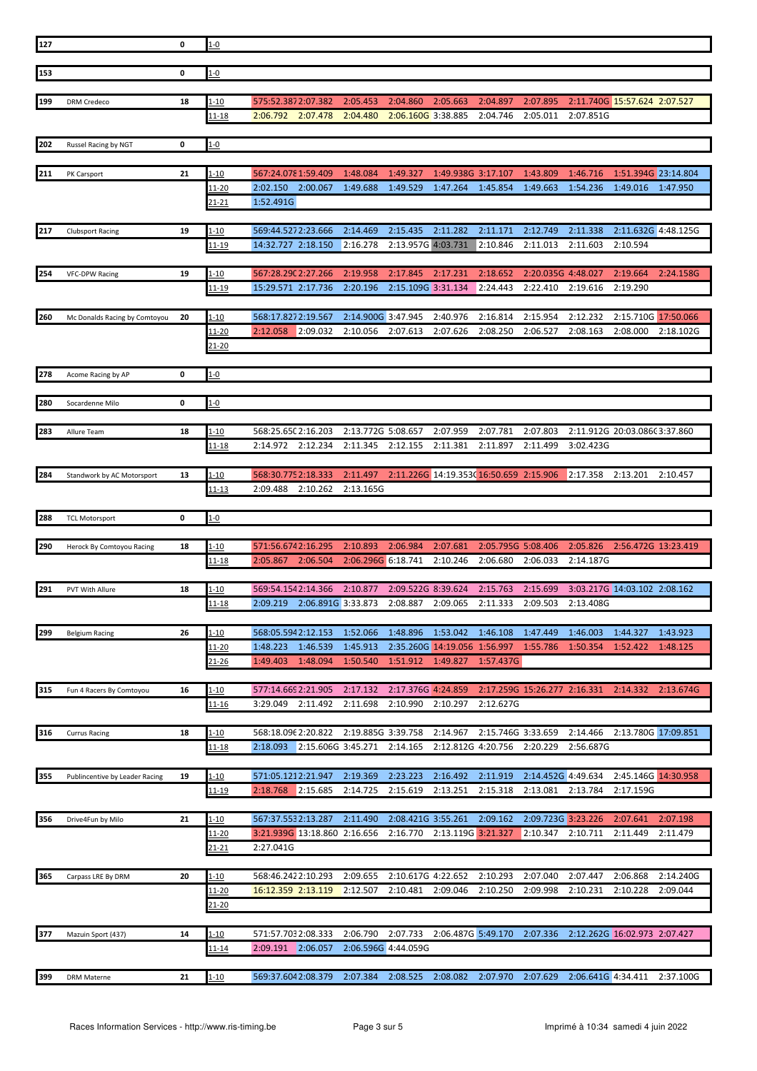| | | | | | | | | | | | | | |
|---|---|---|---|---|---|---|---|---|---|---|---|---|---|
| 127 | | 0 | 1-0 | | | | | | | | | | |
| 153 | | 0 | 1-0 | | | | | | | | | | |
| 199 | DRM Credeco | 18 | 1-10 | 575:52.387 | 2:07.382 | 2:05.453 | 2:04.860 | 2:05.663 | 2:04.897 | 2:07.895 | 2:11.740G | 15:57.624 | 2:07.527 |
| | | | 11-18 | 2:06.792 | 2:07.478 | 2:04.480 | 2:06.160G | 3:38.885 | 2:04.746 | 2:05.011 | 2:07.851G | | |
| 202 | Russel Racing by NGT | 0 | 1-0 | | | | | | | | | | |
| 211 | PK Carsport | 21 | 1-10 | 567:24.078 | 1:59.409 | 1:48.084 | 1:49.327 | 1:49.938G | 3:17.107 | 1:43.809 | 1:46.716 | 1:51.394G | 23:14.804 |
| | | | 11-20 | 2:02.150 | 2:00.067 | 1:49.688 | 1:49.529 | 1:47.264 | 1:45.854 | 1:49.663 | 1:54.236 | 1:49.016 | 1:47.950 |
| | | | 21-21 | 1:52.491G | | | | | | | | | |
| 217 | Clubsport Racing | 19 | 1-10 | 569:44.527 | 2:23.666 | 2:14.469 | 2:15.435 | 2:11.282 | 2:11.171 | 2:12.749 | 2:11.338 | 2:11.632G | 4:48.125G |
| | | | 11-19 | 14:32.727 | 2:18.150 | 2:16.278 | 2:13.957G | 4:03.731 | 2:10.846 | 2:11.013 | 2:11.603 | 2:10.594 | |
| 254 | VFC-DPW Racing | 19 | 1-10 | 567:28.290 | 2:27.266 | 2:19.958 | 2:17.845 | 2:17.231 | 2:18.652 | 2:20.035G | 4:48.027 | 2:19.664 | 2:24.158G |
| | | | 11-19 | 15:29.571 | 2:17.736 | 2:20.196 | 2:15.109G | 3:31.134 | 2:24.443 | 2:22.410 | 2:19.616 | 2:19.290 | |
| 260 | Mc Donalds Racing by Comtoyou | 20 | 1-10 | 568:17.827 | 2:19.567 | 2:14.900G | 3:47.945 | 2:40.976 | 2:16.814 | 2:15.954 | 2:12.232 | 2:15.710G | 17:50.066 |
| | | | 11-20 | 2:12.058 | 2:09.032 | 2:10.056 | 2:07.613 | 2:07.626 | 2:08.250 | 2:06.527 | 2:08.163 | 2:08.000 | 2:18.102G |
| | | | 21-20 | | | | | | | | | | |
| 278 | Acome Racing by AP | 0 | 1-0 | | | | | | | | | | |
| 280 | Socardenne Milo | 0 | 1-0 | | | | | | | | | | |
| 283 | Allure Team | 18 | 1-10 | 568:25.650 | 2:16.203 | 2:13.772G | 5:08.657 | 2:07.959 | 2:07.781 | 2:07.803 | 2:11.912G | 20:03.086 | 3:37.860 |
| | | | 11-18 | 2:14.972 | 2:12.234 | 2:11.345 | 2:12.155 | 2:11.381 | 2:11.897 | 2:11.499 | 3:02.423G | | |
| 284 | Standwork by AC Motorsport | 13 | 1-10 | 568:30.775 | 2:18.333 | 2:11.497 | 2:11.226G | 14:19.353 | 16:50.659 | 2:15.906 | 2:17.358 | 2:13.201 | 2:10.457 |
| | | | 11-13 | 2:09.488 | 2:10.262 | 2:13.165G | | | | | | | |
| 288 | TCL Motorsport | 0 | 1-0 | | | | | | | | | | |
| 290 | Herock By Comtoyou Racing | 18 | 1-10 | 571:56.674 | 2:16.295 | 2:10.893 | 2:06.984 | 2:07.681 | 2:05.795G | 5:08.406 | 2:05.826 | 2:56.472G | 13:23.419 |
| | | | 11-18 | 2:05.867 | 2:06.504 | 2:06.296G | 6:18.741 | 2:10.246 | 2:06.680 | 2:06.033 | 2:14.187G | | |
| 291 | PVT With Allure | 18 | 1-10 | 569:54.154 | 2:14.366 | 2:10.877 | 2:09.522G | 8:39.624 | 2:15.763 | 2:15.699 | 3:03.217G | 14:03.102 | 2:08.162 |
| | | | 11-18 | 2:09.219 | 2:06.891G | 3:33.873 | 2:08.887 | 2:09.065 | 2:11.333 | 2:09.503 | 2:13.408G | | |
| 299 | Belgium Racing | 26 | 1-10 | 568:05.594 | 2:12.153 | 1:52.066 | 1:48.896 | 1:53.042 | 1:46.108 | 1:47.449 | 1:46.003 | 1:44.327 | 1:43.923 |
| | | | 11-20 | 1:48.223 | 1:46.539 | 1:45.913 | 2:35.260G | 14:19.056 | 1:56.997 | 1:55.786 | 1:50.354 | 1:52.422 | 1:48.125 |
| | | | 21-26 | 1:49.403 | 1:48.094 | 1:50.540 | 1:51.912 | 1:49.827 | 1:57.437G | | | | |
| 315 | Fun 4 Racers By Comtoyou | 16 | 1-10 | 577:14.669 | 2:21.905 | 2:17.132 | 2:17.376G | 4:24.859 | 2:17.259G | 15:26.277 | 2:16.331 | 2:14.332 | 2:13.674G |
| | | | 11-16 | 3:29.049 | 2:11.492 | 2:11.698 | 2:10.990 | 2:10.297 | 2:12.627G | | | | |
| 316 | Currus Racing | 18 | 1-10 | 568:18.096 | 2:20.822 | 2:19.885G | 3:39.758 | 2:14.967 | 2:15.746G | 3:33.659 | 2:14.466 | 2:13.780G | 17:09.851 |
| | | | 11-18 | 2:18.093 | 2:15.606G | 3:45.271 | 2:14.165 | 2:12.812G | 4:20.756 | 2:20.229 | 2:56.687G | | |
| 355 | Publincentive by Leader Racing | 19 | 1-10 | 571:05.121 | 2:21.947 | 2:19.369 | 2:23.223 | 2:16.492 | 2:11.919 | 2:14.452G | 4:49.634 | 2:45.146G | 14:30.958 |
| | | | 11-19 | 2:18.768 | 2:15.685 | 2:14.725 | 2:15.619 | 2:13.251 | 2:15.318 | 2:13.081 | 2:13.784 | 2:17.159G | |
| 356 | Drive4Fun by Milo | 21 | 1-10 | 567:37.553 | 2:13.287 | 2:11.490 | 2:08.421G | 3:55.261 | 2:09.162 | 2:09.723G | 3:23.226 | 2:07.641 | 2:07.198 |
| | | | 11-20 | 3:21.939G | 13:18.860 | 2:16.656 | 2:16.770 | 2:13.119G | 3:21.327 | 2:10.347 | 2:10.711 | 2:11.449 | 2:11.479 |
| | | | 21-21 | 2:27.041G | | | | | | | | | |
| 365 | Carpass LRE By DRM | 20 | 1-10 | 568:46.242 | 2:10.293 | 2:09.655 | 2:10.617G | 4:22.652 | 2:10.293 | 2:07.040 | 2:07.447 | 2:06.868 | 2:14.240G |
| | | | 11-20 | 16:12.359 | 2:13.119 | 2:12.507 | 2:10.481 | 2:09.046 | 2:10.250 | 2:09.998 | 2:10.231 | 2:10.228 | 2:09.044 |
| | | | 21-20 | | | | | | | | | | |
| 377 | Mazuin Sport (437) | 14 | 1-10 | 571:57.703 | 2:08.333 | 2:06.790 | 2:07.733 | 2:06.487G | 5:49.170 | 2:07.336 | 2:12.262G | 16:02.973 | 2:07.427 |
| | | | 11-14 | 2:09.191 | 2:06.057 | 2:06.596G | 4:44.059G | | | | | | |
| 399 | DRM Materne | 21 | 1-10 | 569:37.604 | 2:08.379 | 2:07.384 | 2:08.525 | 2:08.082 | 2:07.970 | 2:07.629 | 2:06.641G | 4:34.411 | 2:37.100G |

Races Information Services - http://www.ris-timing.be

Imprimé à 10:34 samedi 4 juin 2022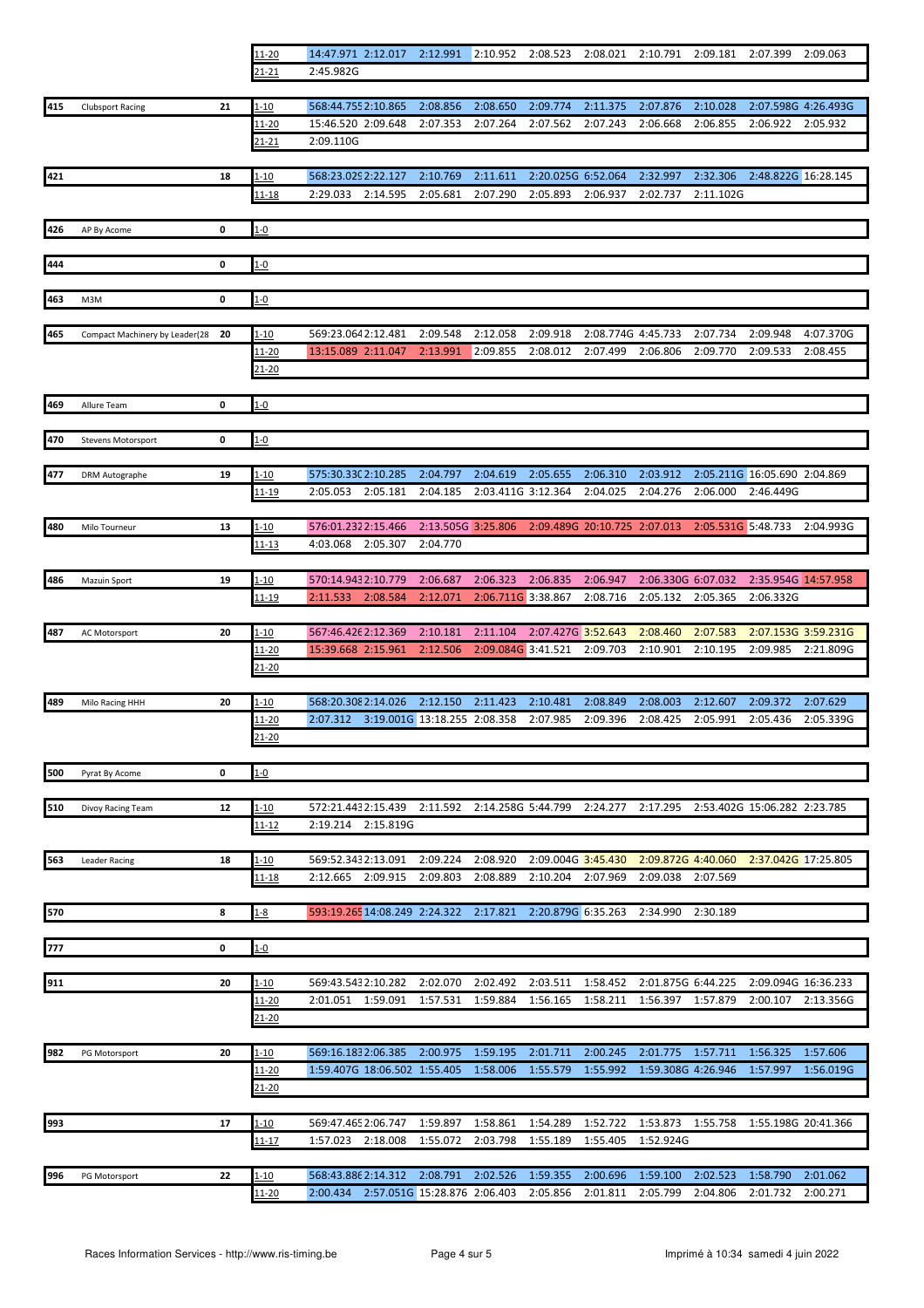| | | | | | | | | | | | | | |
|---|---|---|---|---|---|---|---|---|---|---|---|---|---|
| | | | 11-20 | 14:47.971 | 2:12.017 | 2:12.991 | 2:10.952 | 2:08.523 | 2:08.021 | 2:10.791 | 2:09.181 | 2:07.399 | 2:09.063 |
| | | | 21-21 | 2:45.982G | | | | | | | | | |
| 415 | Clubsport Racing | 21 | 1-10 | 568:44.755 | 2:10.865 | 2:08.856 | 2:08.650 | 2:09.774 | 2:11.375 | 2:07.876 | 2:10.028 | 2:07.598G | 4:26.493G |
| | | | 11-20 | 15:46.520 | 2:09.648 | 2:07.353 | 2:07.264 | 2:07.562 | 2:07.243 | 2:06.668 | 2:06.855 | 2:06.922 | 2:05.932 |
| | | | 21-21 | 2:09.110G | | | | | | | | | |
| 421 | | 18 | 1-10 | 568:23.029 | 2:22.127 | 2:10.769 | 2:11.611 | 2:20.025G | 6:52.064 | 2:32.997 | 2:32.306 | 2:48.822G | 16:28.145 |
| | | | 11-18 | 2:29.033 | 2:14.595 | 2:05.681 | 2:07.290 | 2:05.893 | 2:06.937 | 2:02.737 | 2:11.102G | | |
| 426 | AP By Acome | 0 | 1-0 | | | | | | | | | | |
| 444 | | 0 | 1-0 | | | | | | | | | | |
| 463 | M3M | 0 | 1-0 | | | | | | | | | | |
| 465 | Compact Machinery by Leader(28 | 20 | 1-10 | 569:23.064 | 2:12.481 | 2:09.548 | 2:12.058 | 2:09.918 | 2:08.774G | 4:45.733 | 2:07.734 | 2:09.948 | 4:07.370G |
| | | | 11-20 | 13:15.089 | 2:11.047 | 2:13.991 | 2:09.855 | 2:08.012 | 2:07.499 | 2:06.806 | 2:09.770 | 2:09.533 | 2:08.455 |
| | | | 21-20 | | | | | | | | | | |
| 469 | Allure Team | 0 | 1-0 | | | | | | | | | | |
| 470 | Stevens Motorsport | 0 | 1-0 | | | | | | | | | | |
| 477 | DRM Autographe | 19 | 1-10 | 575:30.330 | 2:10.285 | 2:04.797 | 2:04.619 | 2:05.655 | 2:06.310 | 2:03.912 | 2:05.211G | 16:05.690 | 2:04.869 |
| | | | 11-19 | 2:05.053 | 2:05.181 | 2:04.185 | 2:03.411G | 3:12.364 | 2:04.025 | 2:04.276 | 2:06.000 | 2:46.449G | |
| 480 | Milo Tourneur | 13 | 1-10 | 576:01.232 | 2:15.466 | 2:13.505G | 3:25.806 | 2:09.489G | 20:10.725 | 2:07.013 | 2:05.531G | 5:48.733 | 2:04.993G |
| | | | 11-13 | 4:03.068 | 2:05.307 | 2:04.770 | | | | | | | |
| 486 | Mazuin Sport | 19 | 1-10 | 570:14.943 | 2:10.779 | 2:06.687 | 2:06.323 | 2:06.835 | 2:06.947 | 2:06.330G | 6:07.032 | 2:35.954G | 14:57.958 |
| | | | 11-19 | 2:11.533 | 2:08.584 | 2:12.071 | 2:06.711G | 3:38.867 | 2:08.716 | 2:05.132 | 2:05.365 | 2:06.332G | |
| 487 | AC Motorsport | 20 | 1-10 | 567:46.426 | 2:12.369 | 2:10.181 | 2:11.104 | 2:07.427G | 3:52.643 | 2:08.460 | 2:07.583 | 2:07.153G | 3:59.231G |
| | | | 11-20 | 15:39.668 | 2:15.961 | 2:12.506 | 2:09.084G | 3:41.521 | 2:09.703 | 2:10.901 | 2:10.195 | 2:09.985 | 2:21.809G |
| | | | 21-20 | | | | | | | | | | |
| 489 | Milo Racing HHH | 20 | 1-10 | 568:20.308 | 2:14.026 | 2:12.150 | 2:11.423 | 2:10.481 | 2:08.849 | 2:08.003 | 2:12.607 | 2:09.372 | 2:07.629 |
| | | | 11-20 | 2:07.312 | 3:19.001G | 13:18.255 | 2:08.358 | 2:07.985 | 2:09.396 | 2:08.425 | 2:05.991 | 2:05.436 | 2:05.339G |
| | | | 21-20 | | | | | | | | | | |
| 500 | Pyrat By Acome | 0 | 1-0 | | | | | | | | | | |
| 510 | Divoy Racing Team | 12 | 1-10 | 572:21.443 | 2:15.439 | 2:11.592 | 2:14.258G | 5:44.799 | 2:24.277 | 2:17.295 | 2:53.402G | 15:06.282 | 2:23.785 |
| | | | 11-12 | 2:19.214 | 2:15.819G | | | | | | | | |
| 563 | Leader Racing | 18 | 1-10 | 569:52.343 | 2:13.091 | 2:09.224 | 2:08.920 | 2:09.004G | 3:45.430 | 2:09.872G | 4:40.060 | 2:37.042G | 17:25.805 |
| | | | 11-18 | 2:12.665 | 2:09.915 | 2:09.803 | 2:08.889 | 2:10.204 | 2:07.969 | 2:09.038 | 2:07.569 | | |
| 570 | | 8 | 1-8 | 593:19.265 | 14:08.249 | 2:24.322 | 2:17.821 | 2:20.879G | 6:35.263 | 2:34.990 | 2:30.189 | | |
| 777 | | 0 | 1-0 | | | | | | | | | | |
| 911 | | 20 | 1-10 | 569:43.543 | 2:10.282 | 2:02.070 | 2:02.492 | 2:03.511 | 1:58.452 | 2:01.875G | 6:44.225 | 2:09.094G | 16:36.233 |
| | | | 11-20 | 2:01.051 | 1:59.091 | 1:57.531 | 1:59.884 | 1:56.165 | 1:58.211 | 1:56.397 | 1:57.879 | 2:00.107 | 2:13.356G |
| | | | 21-20 | | | | | | | | | | |
| 982 | PG Motorsport | 20 | 1-10 | 569:16.183 | 2:06.385 | 2:00.975 | 1:59.195 | 2:01.711 | 2:00.245 | 2:01.775 | 1:57.711 | 1:56.325 | 1:57.606 |
| | | | 11-20 | 1:59.407G | 18:06.502 | 1:55.405 | 1:58.006 | 1:55.579 | 1:55.992 | 1:59.308G | 4:26.946 | 1:57.997 | 1:56.019G |
| | | | 21-20 | | | | | | | | | | |
| 993 | | 17 | 1-10 | 569:47.465 | 2:06.747 | 1:59.897 | 1:58.861 | 1:54.289 | 1:52.722 | 1:53.873 | 1:55.758 | 1:55.198G | 20:41.366 |
| | | | 11-17 | 1:57.023 | 2:18.008 | 1:55.072 | 2:03.798 | 1:55.189 | 1:55.405 | 1:52.924G | | | |
| 996 | PG Motorsport | 22 | 1-10 | 568:43.886 | 2:14.312 | 2:08.791 | 2:02.526 | 1:59.355 | 2:00.696 | 1:59.100 | 2:02.523 | 1:58.790 | 2:01.062 |
| | | | 11-20 | 2:00.434 | 2:57.051G | 15:28.876 | 2:06.403 | 2:05.856 | 2:01.811 | 2:05.799 | 2:04.806 | 2:01.732 | 2:00.271 |

Races Information Services - http://www.ris-timing.be

Imprimé à 10:34 samedi 4 juin 2022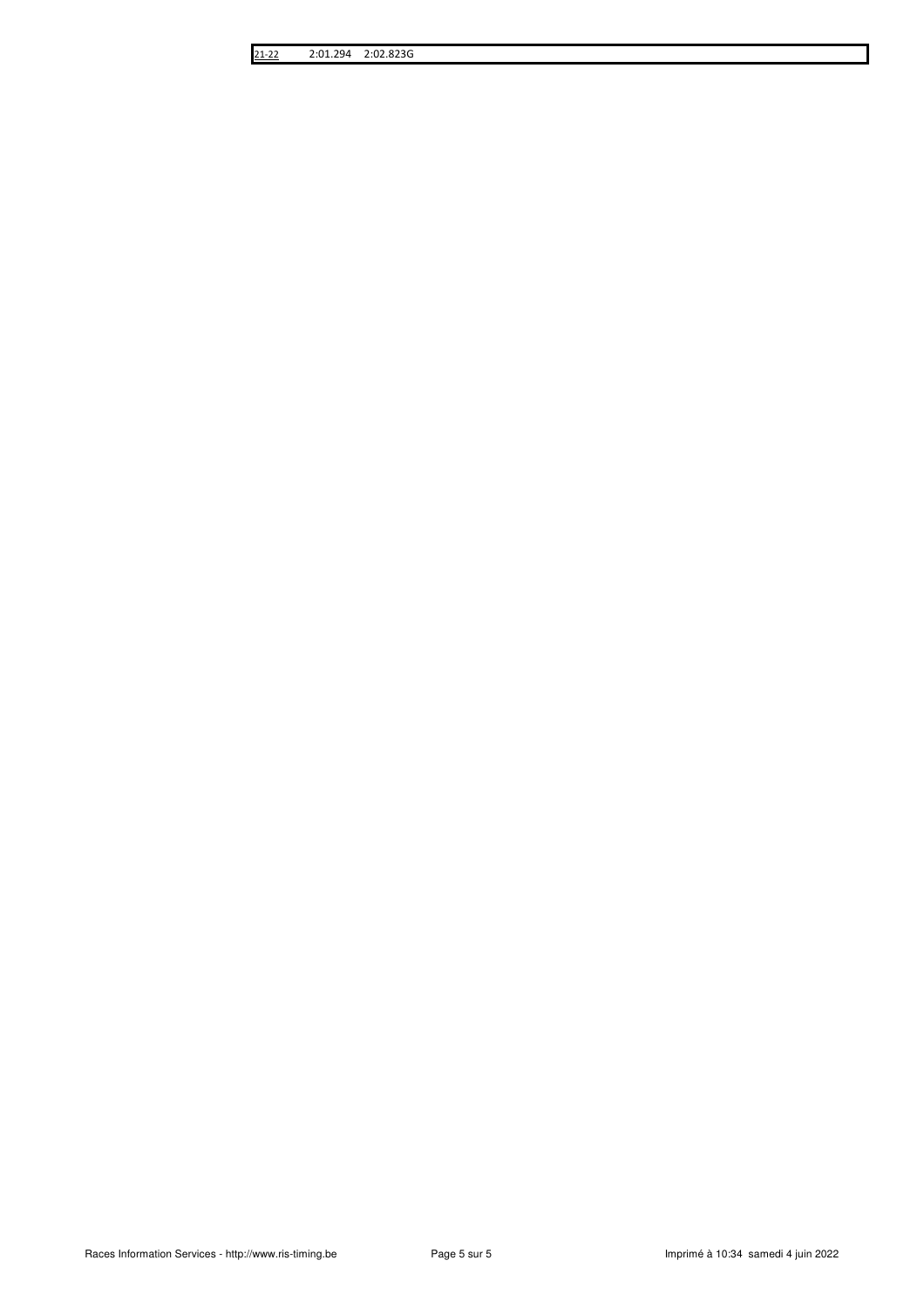| | | |
|---|---|---|
| 21-22 | 2:01.294 | 2:02.823G |